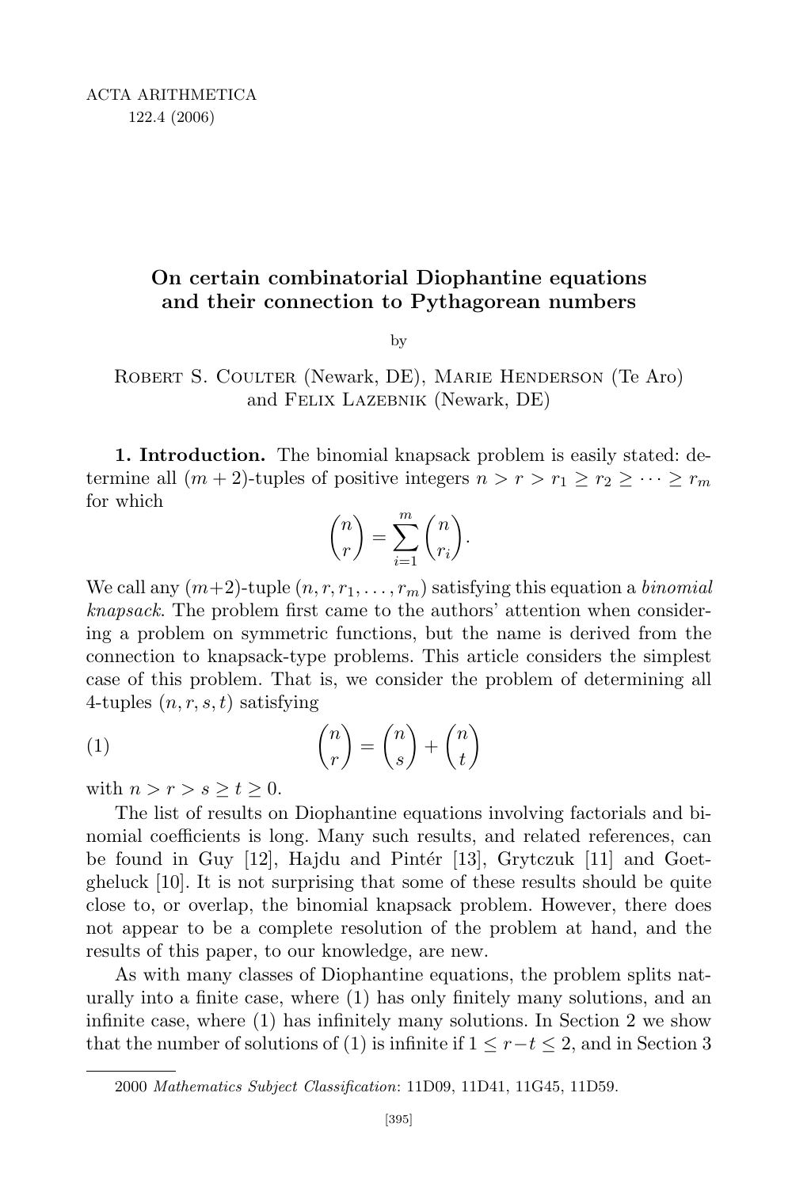# On certain combinatorial Diophantine equations and their connection to Pythagorean numbers

by

Robert S. Coulter (Newark, DE), Marie Henderson (Te Aro) and Felix Lazebnik (Newark, DE)

**1. Introduction.** The binomial knapsack problem is easily stated: determine all $(m+2)$-tuples of positive integers $n > r > r_1 \geq r_2 \geq \cdots \geq r_m$ for which

$$\binom{n}{r} = \sum_{i=1}^{m} \binom{n}{r_i}.$$

We call any $(m+2)$-tuple $(n, r, r_1, \ldots, r_m)$ satisfying this equation a *binomial knapsack*. The problem first came to the authors' attention when considering a problem on symmetric functions, but the name is derived from the connection to knapsack-type problems. This article considers the simplest case of this problem. That is, we consider the problem of determining all 4-tuples $(n, r, s, t)$ satisfying

$$\binom{n}{r} = \binom{n}{s} + \binom{n}{t} \tag{1}$$

with $n > r > s \geq t \geq 0$.

The list of results on Diophantine equations involving factorials and binomial coefficients is long. Many such results, and related references, can be found in Guy [12], Hajdu and Pintér [13], Grytczuk [11] and Goetgheluck [10]. It is not surprising that some of these results should be quite close to, or overlap, the binomial knapsack problem. However, there does not appear to be a complete resolution of the problem at hand, and the results of this paper, to our knowledge, are new.

As with many classes of Diophantine equations, the problem splits naturally into a finite case, where (1) has only finitely many solutions, and an infinite case, where (1) has infinitely many solutions. In Section 2 we show that the number of solutions of (1) is infinite if $1 \leq r-t \leq 2$, and in Section 3

2000 *Mathematics Subject Classification*: 11D09, 11D41, 11G45, 11D59.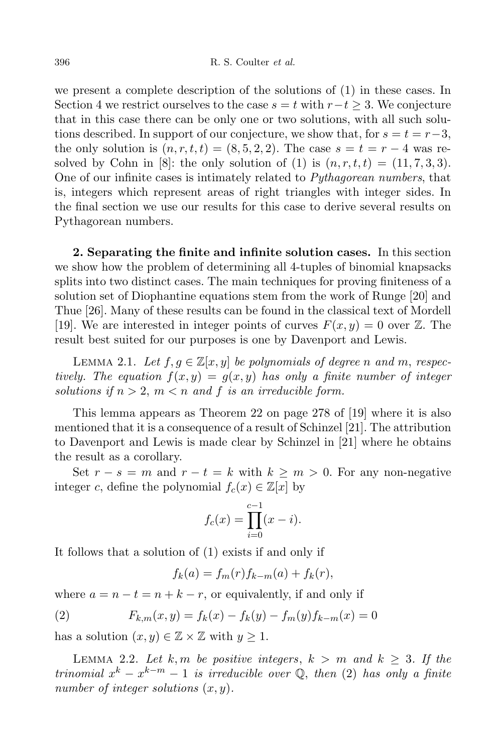we present a complete description of the solutions of (1) in these cases. In Section 4 we restrict ourselves to the case $s = t$ with $r - t \geq 3$. We conjecture that in this case there can be only one or two solutions, with all such solutions described. In support of our conjecture, we show that, for $s = t = r - 3$, the only solution is $(n, r, t, t) = (8, 5, 2, 2)$. The case $s = t = r - 4$ was resolved by Cohn in [8]: the only solution of (1) is $(n, r, t, t) = (11, 7, 3, 3)$. One of our infinite cases is intimately related to *Pythagorean numbers*, that is, integers which represent areas of right triangles with integer sides. In the final section we use our results for this case to derive several results on Pythagorean numbers.

**2. Separating the finite and infinite solution cases.** In this section we show how the problem of determining all 4-tuples of binomial knapsacks splits into two distinct cases. The main techniques for proving finiteness of a solution set of Diophantine equations stem from the work of Runge [20] and Thue [26]. Many of these results can be found in the classical text of Mordell [19]. We are interested in integer points of curves $F(x, y) = 0$ over $\mathbb{Z}$. The result best suited for our purposes is one by Davenport and Lewis.

Lemma 2.1. *Let $f, g \in \mathbb{Z}[x, y]$ be polynomials of degree $n$ and $m$, respectively. The equation $f(x, y) = g(x, y)$ has only a finite number of integer solutions if $n > 2$, $m < n$ and $f$ is an irreducible form.*

This lemma appears as Theorem 22 on page 278 of [19] where it is also mentioned that it is a consequence of a result of Schinzel [21]. The attribution to Davenport and Lewis is made clear by Schinzel in [21] where he obtains the result as a corollary.

Set $r - s = m$ and $r - t = k$ with $k \geq m > 0$. For any non-negative integer $c$, define the polynomial $f_c(x) \in \mathbb{Z}[x]$ by

$$f_c(x) = \prod_{i=0}^{c-1} (x - i).$$

It follows that a solution of (1) exists if and only if

$$f_k(a) = f_m(r) f_{k-m}(a) + f_k(r),$$

where $a = n - t = n + k - r$, or equivalently, if and only if

$$F_{k,m}(x, y) = f_k(x) - f_k(y) - f_m(y) f_{k-m}(x) = 0 \tag{2}$$

has a solution $(x, y) \in \mathbb{Z} \times \mathbb{Z}$ with $y \geq 1$.

Lemma 2.2. *Let $k, m$ be positive integers, $k > m$ and $k \geq 3$. If the trinomial $x^k - x^{k-m} - 1$ is irreducible over $\mathbb{Q}$, then (2) has only a finite number of integer solutions $(x, y)$.*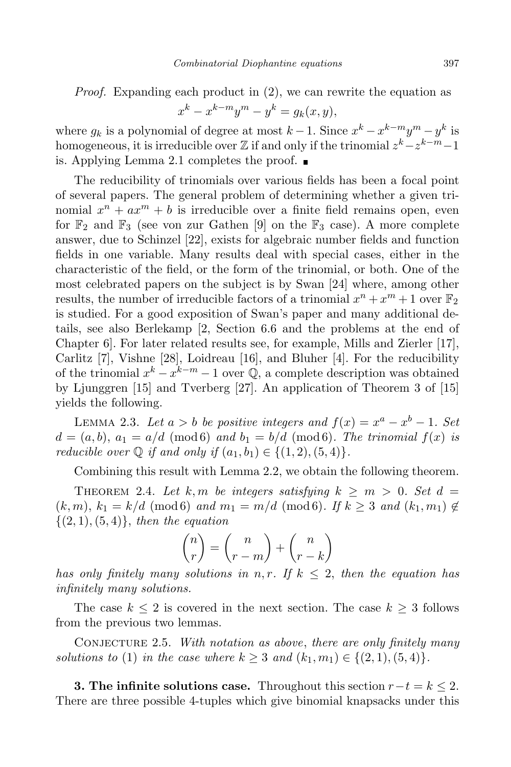*Proof.* Expanding each product in (2), we can rewrite the equation as

$$x^k - x^{k-m}y^m - y^k = g_k(x,y),$$

where $g_k$ is a polynomial of degree at most $k-1$. Since $x^k - x^{k-m}y^m - y^k$ is homogeneous, it is irreducible over $\mathbb{Z}$ if and only if the trinomial $z^k - z^{k-m} - 1$ is. Applying Lemma 2.1 completes the proof. ∎

The reducibility of trinomials over various fields has been a focal point of several papers. The general problem of determining whether a given trinomial $x^n + ax^m + b$ is irreducible over a finite field remains open, even for $\mathbb{F}_2$ and $\mathbb{F}_3$ (see von zur Gathen [9] on the $\mathbb{F}_3$ case). A more complete answer, due to Schinzel [22], exists for algebraic number fields and function fields in one variable. Many results deal with special cases, either in the characteristic of the field, or the form of the trinomial, or both. One of the most celebrated papers on the subject is by Swan [24] where, among other results, the number of irreducible factors of a trinomial $x^n + x^m + 1$ over $\mathbb{F}_2$ is studied. For a good exposition of Swan's paper and many additional details, see also Berlekamp [2, Section 6.6 and the problems at the end of Chapter 6]. For later related results see, for example, Mills and Zierler [17], Carlitz [7], Vishne [28], Loidreau [16], and Bluher [4]. For the reducibility of the trinomial $x^k - x^{k-m} - 1$ over $\mathbb{Q}$, a complete description was obtained by Ljunggren [15] and Tverberg [27]. An application of Theorem 3 of [15] yields the following.

Lemma 2.3. *Let $a > b$ be positive integers and $f(x) = x^a - x^b - 1$. Set $d = (a,b)$, $a_1 = a/d \pmod 6$ and $b_1 = b/d \pmod 6$. The trinomial $f(x)$ is reducible over $\mathbb{Q}$ if and only if $(a_1, b_1) \in \{(1,2),(5,4)\}$.*

Combining this result with Lemma 2.2, we obtain the following theorem.

Theorem 2.4. *Let $k, m$ be integers satisfying $k \geq m > 0$. Set $d = (k,m)$, $k_1 = k/d \pmod 6$ and $m_1 = m/d \pmod 6$. If $k \geq 3$ and $(k_1, m_1) \notin \{(2,1),(5,4)\}$, then the equation*

$$\binom{n}{r} = \binom{n}{r-m} + \binom{n}{r-k}$$

*has only finitely many solutions in $n, r$. If $k \leq 2$, then the equation has infinitely many solutions.*

The case $k \leq 2$ is covered in the next section. The case $k \geq 3$ follows from the previous two lemmas.

Conjecture 2.5. *With notation as above, there are only finitely many solutions to* (1) *in the case where $k \geq 3$ and $(k_1, m_1) \in \{(2,1),(5,4)\}$.*

**3. The infinite solutions case.** Throughout this section $r - t = k \leq 2$. There are three possible 4-tuples which give binomial knapsacks under this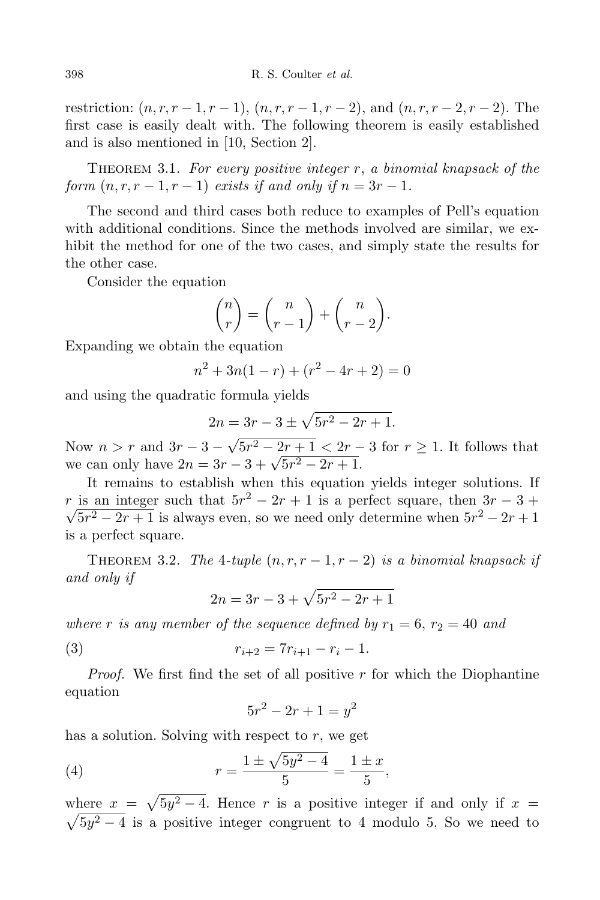restriction: $(n, r, r-1, r-1)$, $(n, r, r-1, r-2)$, and $(n, r, r-2, r-2)$. The first case is easily dealt with. The following theorem is easily established and is also mentioned in [10, Section 2].

Theorem 3.1. *For every positive integer $r$, a binomial knapsack of the form $(n, r, r-1, r-1)$ exists if and only if $n = 3r - 1$.*

The second and third cases both reduce to examples of Pell's equation with additional conditions. Since the methods involved are similar, we exhibit the method for one of the two cases, and simply state the results for the other case.

Consider the equation

$$\binom{n}{r} = \binom{n}{r-1} + \binom{n}{r-2}.$$

Expanding we obtain the equation

$$n^2 + 3n(1-r) + (r^2 - 4r + 2) = 0$$

and using the quadratic formula yields

$$2n = 3r - 3 \pm \sqrt{5r^2 - 2r + 1}.$$

Now $n > r$ and $3r - 3 - \sqrt{5r^2 - 2r + 1} < 2r - 3$ for $r \geq 1$. It follows that we can only have $2n = 3r - 3 + \sqrt{5r^2 - 2r + 1}$.

It remains to establish when this equation yields integer solutions. If $r$ is an integer such that $5r^2 - 2r + 1$ is a perfect square, then $3r - 3 + \sqrt{5r^2 - 2r + 1}$ is always even, so we need only determine when $5r^2 - 2r + 1$ is a perfect square.

Theorem 3.2. *The 4-tuple $(n, r, r-1, r-2)$ is a binomial knapsack if and only if*

$$2n = 3r - 3 + \sqrt{5r^2 - 2r + 1}$$

*where $r$ is any member of the sequence defined by $r_1 = 6$, $r_2 = 40$ and*

$$r_{i+2} = 7r_{i+1} - r_i - 1. \tag{3}$$

*Proof.* We first find the set of all positive $r$ for which the Diophantine equation

$$5r^2 - 2r + 1 = y^2$$

has a solution. Solving with respect to $r$, we get

$$r = \frac{1 \pm \sqrt{5y^2 - 4}}{5} = \frac{1 \pm x}{5}, \tag{4}$$

where $x = \sqrt{5y^2 - 4}$. Hence $r$ is a positive integer if and only if $x = \sqrt{5y^2 - 4}$ is a positive integer congruent to 4 modulo 5. So we need to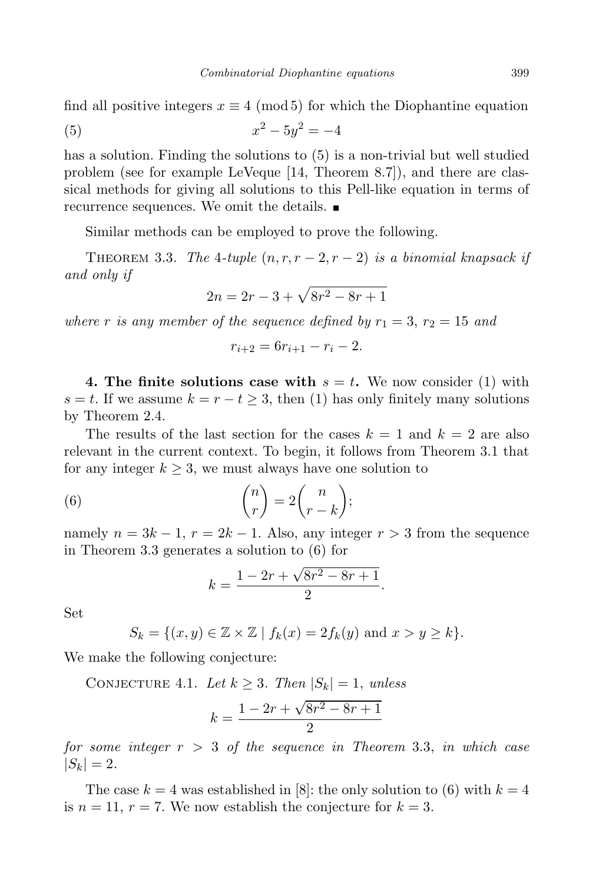find all positive integers $x \equiv 4 \pmod 5$ for which the Diophantine equation

$$x^2 - 5y^2 = -4 \tag{5}$$

has a solution. Finding the solutions to (5) is a non-trivial but well studied problem (see for example LeVeque [14, Theorem 8.7]), and there are classical methods for giving all solutions to this Pell-like equation in terms of recurrence sequences. We omit the details. ∎

Similar methods can be employed to prove the following.

Theorem 3.3. *The 4-tuple $(n, r, r-2, r-2)$ is a binomial knapsack if and only if*

$$2n = 2r - 3 + \sqrt{8r^2 - 8r + 1}$$

*where $r$ is any member of the sequence defined by $r_1 = 3$, $r_2 = 15$ and*

$$r_{i+2} = 6r_{i+1} - r_i - 2.$$

**4. The finite solutions case with $s = t$.** We now consider (1) with $s = t$. If we assume $k = r - t \geq 3$, then (1) has only finitely many solutions by Theorem 2.4.

The results of the last section for the cases $k = 1$ and $k = 2$ are also relevant in the current context. To begin, it follows from Theorem 3.1 that for any integer $k \geq 3$, we must always have one solution to

$$\binom{n}{r} = 2\binom{n}{r-k}; \tag{6}$$

namely $n = 3k - 1$, $r = 2k - 1$. Also, any integer $r > 3$ from the sequence in Theorem 3.3 generates a solution to (6) for

$$k = \frac{1 - 2r + \sqrt{8r^2 - 8r + 1}}{2}.$$

Set

$$S_k = \{(x, y) \in \mathbb{Z} \times \mathbb{Z} \mid f_k(x) = 2f_k(y) \text{ and } x > y \geq k\}.$$

We make the following conjecture:

Conjecture 4.1. *Let $k \geq 3$. Then $|S_k| = 1$, unless*

$$k = \frac{1 - 2r + \sqrt{8r^2 - 8r + 1}}{2}$$

*for some integer $r > 3$ of the sequence in Theorem 3.3, in which case $|S_k| = 2$.*

The case $k = 4$ was established in [8]: the only solution to (6) with $k = 4$ is $n = 11$, $r = 7$. We now establish the conjecture for $k = 3$.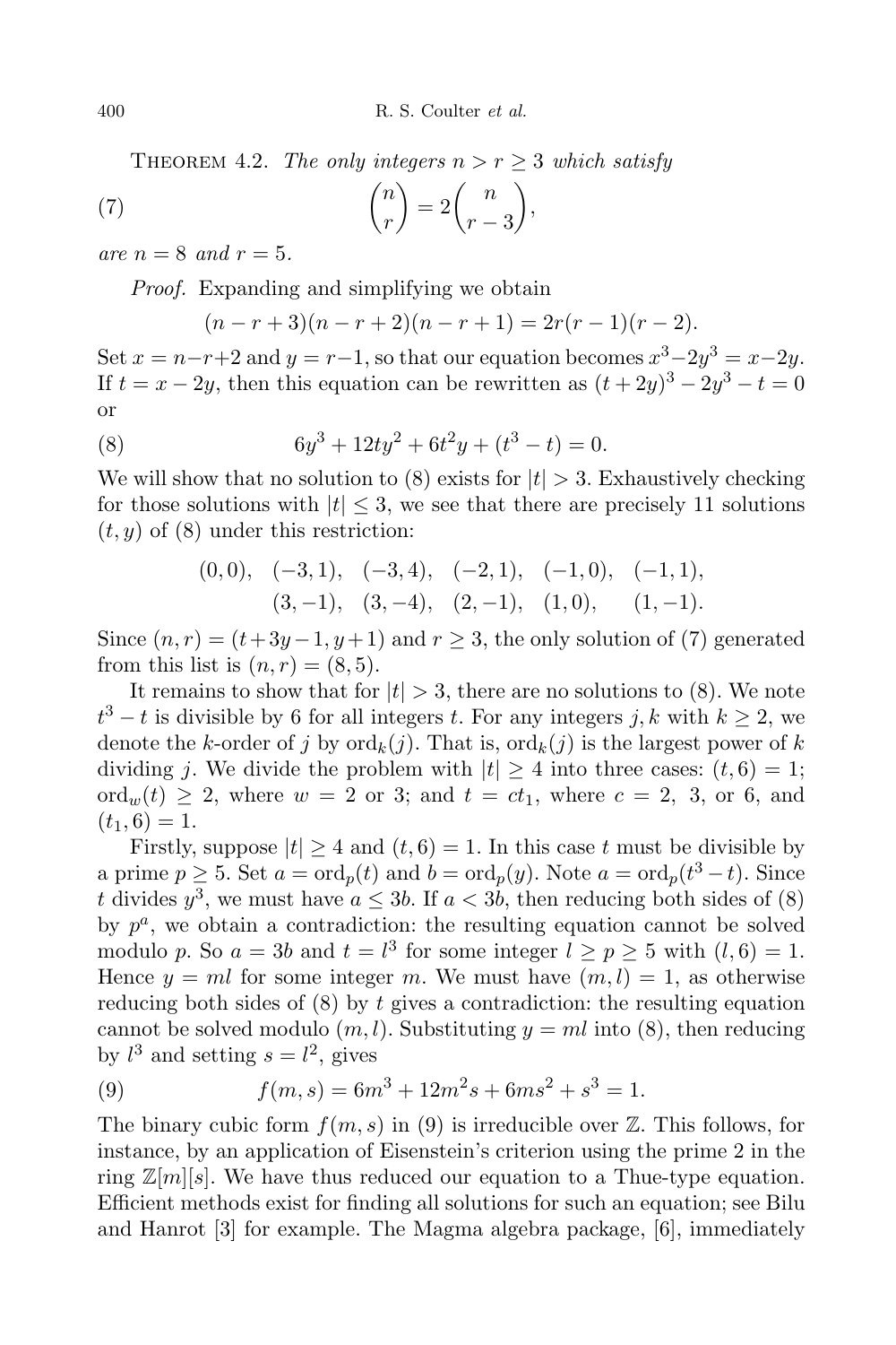Theorem 4.2. *The only integers $n > r \geq 3$ which satisfy*

$$\binom{n}{r} = 2\binom{n}{r-3}, \tag{7}$$

*are $n = 8$ and $r = 5$.*

*Proof.* Expanding and simplifying we obtain

$$(n-r+3)(n-r+2)(n-r+1) = 2r(r-1)(r-2).$$

Set $x = n-r+2$ and $y = r-1$, so that our equation becomes $x^3 - 2y^3 = x - 2y$. If $t = x - 2y$, then this equation can be rewritten as $(t+2y)^3 - 2y^3 - t = 0$ or

$$6y^3 + 12ty^2 + 6t^2y + (t^3 - t) = 0. \tag{8}$$

We will show that no solution to (8) exists for $|t| > 3$. Exhaustively checking for those solutions with $|t| \leq 3$, we see that there are precisely 11 solutions $(t, y)$ of (8) under this restriction:

$$\begin{gathered}(0,0),\quad (-3,1),\quad (-3,4),\quad (-2,1),\quad (-1,0),\quad (-1,1),\\ (3,-1),\quad (3,-4),\quad (2,-1),\quad (1,0),\quad (1,-1).\end{gathered}$$

Since $(n, r) = (t+3y-1, y+1)$ and $r \geq 3$, the only solution of (7) generated from this list is $(n, r) = (8, 5)$.

It remains to show that for $|t| > 3$, there are no solutions to (8). We note $t^3 - t$ is divisible by 6 for all integers $t$. For any integers $j, k$ with $k \geq 2$, we denote the $k$-order of $j$ by $\operatorname{ord}_k(j)$. That is, $\operatorname{ord}_k(j)$ is the largest power of $k$ dividing $j$. We divide the problem with $|t| \geq 4$ into three cases: $(t, 6) = 1$; $\operatorname{ord}_w(t) \geq 2$, where $w = 2$ or 3; and $t = ct_1$, where $c = 2$, 3, or 6, and $(t_1, 6) = 1$.

Firstly, suppose $|t| \geq 4$ and $(t, 6) = 1$. In this case $t$ must be divisible by a prime $p \geq 5$. Set $a = \operatorname{ord}_p(t)$ and $b = \operatorname{ord}_p(y)$. Note $a = \operatorname{ord}_p(t^3 - t)$. Since $t$ divides $y^3$, we must have $a \leq 3b$. If $a < 3b$, then reducing both sides of (8) by $p^a$, we obtain a contradiction: the resulting equation cannot be solved modulo $p$. So $a = 3b$ and $t = l^3$ for some integer $l \geq p \geq 5$ with $(l, 6) = 1$. Hence $y = ml$ for some integer $m$. We must have $(m, l) = 1$, as otherwise reducing both sides of (8) by $t$ gives a contradiction: the resulting equation cannot be solved modulo $(m, l)$. Substituting $y = ml$ into (8), then reducing by $l^3$ and setting $s = l^2$, gives

$$f(m, s) = 6m^3 + 12m^2s + 6ms^2 + s^3 = 1. \tag{9}$$

The binary cubic form $f(m, s)$ in (9) is irreducible over $\mathbb{Z}$. This follows, for instance, by an application of Eisenstein's criterion using the prime 2 in the ring $\mathbb{Z}[m][s]$. We have thus reduced our equation to a Thue-type equation. Efficient methods exist for finding all solutions for such an equation; see Bilu and Hanrot [3] for example. The Magma algebra package, [6], immediately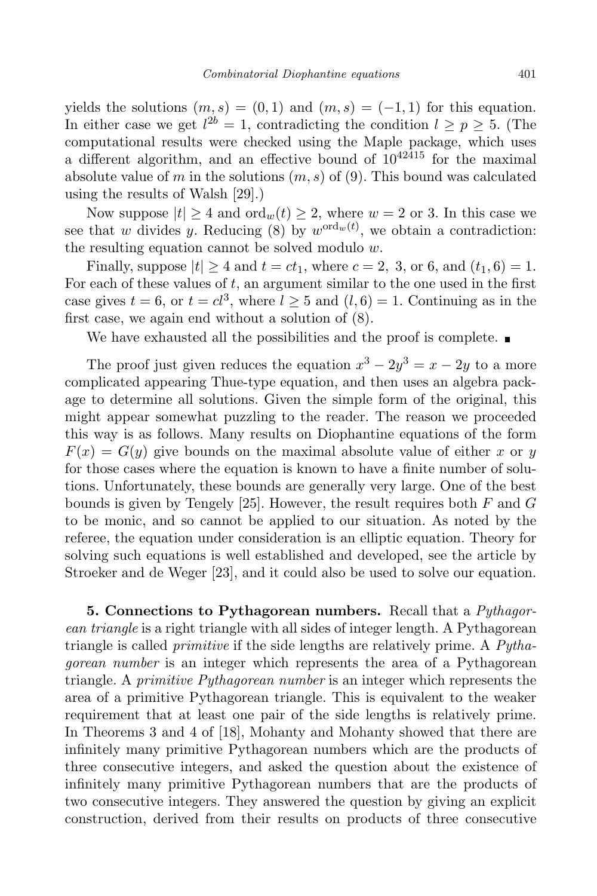yields the solutions $(m, s) = (0, 1)$ and $(m, s) = (-1, 1)$ for this equation. In either case we get $l^{2b} = 1$, contradicting the condition $l \geq p \geq 5$. (The computational results were checked using the Maple package, which uses a different algorithm, and an effective bound of $10^{42415}$ for the maximal absolute value of $m$ in the solutions $(m, s)$ of (9). This bound was calculated using the results of Walsh [29].)

Now suppose $|t| \geq 4$ and $\mathrm{ord}_w(t) \geq 2$, where $w = 2$ or 3. In this case we see that $w$ divides $y$. Reducing (8) by $w^{\mathrm{ord}_w(t)}$, we obtain a contradiction: the resulting equation cannot be solved modulo $w$.

Finally, suppose $|t| \geq 4$ and $t = ct_1$, where $c = 2$, 3, or 6, and $(t_1, 6) = 1$. For each of these values of $t$, an argument similar to the one used in the first case gives $t = 6$, or $t = cl^3$, where $l \geq 5$ and $(l, 6) = 1$. Continuing as in the first case, we again end without a solution of (8).

We have exhausted all the possibilities and the proof is complete. ∎

The proof just given reduces the equation $x^3 - 2y^3 = x - 2y$ to a more complicated appearing Thue-type equation, and then uses an algebra package to determine all solutions. Given the simple form of the original, this might appear somewhat puzzling to the reader. The reason we proceeded this way is as follows. Many results on Diophantine equations of the form $F(x) = G(y)$ give bounds on the maximal absolute value of either $x$ or $y$ for those cases where the equation is known to have a finite number of solutions. Unfortunately, these bounds are generally very large. One of the best bounds is given by Tengely [25]. However, the result requires both $F$ and $G$ to be monic, and so cannot be applied to our situation. As noted by the referee, the equation under consideration is an elliptic equation. Theory for solving such equations is well established and developed, see the article by Stroeker and de Weger [23], and it could also be used to solve our equation.

**5. Connections to Pythagorean numbers.** Recall that a *Pythagorean triangle* is a right triangle with all sides of integer length. A Pythagorean triangle is called *primitive* if the side lengths are relatively prime. A *Pythagorean number* is an integer which represents the area of a Pythagorean triangle. A *primitive Pythagorean number* is an integer which represents the area of a primitive Pythagorean triangle. This is equivalent to the weaker requirement that at least one pair of the side lengths is relatively prime. In Theorems 3 and 4 of [18], Mohanty and Mohanty showed that there are infinitely many primitive Pythagorean numbers which are the products of three consecutive integers, and asked the question about the existence of infinitely many primitive Pythagorean numbers that are the products of two consecutive integers. They answered the question by giving an explicit construction, derived from their results on products of three consecutive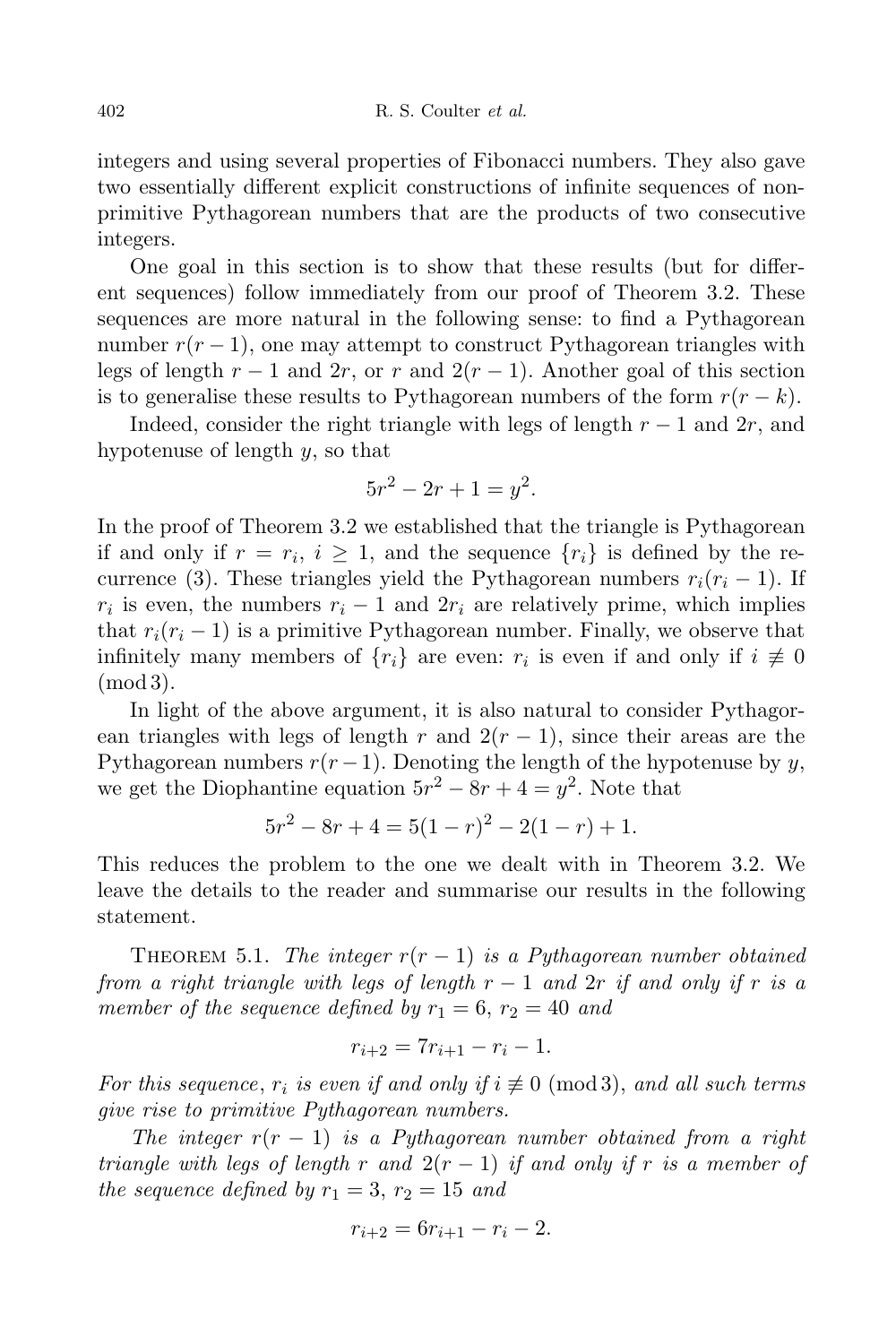integers and using several properties of Fibonacci numbers. They also gave two essentially different explicit constructions of infinite sequences of non-primitive Pythagorean numbers that are the products of two consecutive integers.

One goal in this section is to show that these results (but for different sequences) follow immediately from our proof of Theorem 3.2. These sequences are more natural in the following sense: to find a Pythagorean number $r(r-1)$, one may attempt to construct Pythagorean triangles with legs of length $r-1$ and $2r$, or $r$ and $2(r-1)$. Another goal of this section is to generalise these results to Pythagorean numbers of the form $r(r-k)$.

Indeed, consider the right triangle with legs of length $r-1$ and $2r$, and hypotenuse of length $y$, so that

$$5r^2 - 2r + 1 = y^2.$$

In the proof of Theorem 3.2 we established that the triangle is Pythagorean if and only if $r = r_i$, $i \geq 1$, and the sequence $\{r_i\}$ is defined by the recurrence (3). These triangles yield the Pythagorean numbers $r_i(r_i - 1)$. If $r_i$ is even, the numbers $r_i - 1$ and $2r_i$ are relatively prime, which implies that $r_i(r_i-1)$ is a primitive Pythagorean number. Finally, we observe that infinitely many members of $\{r_i\}$ are even: $r_i$ is even if and only if $i \not\equiv 0 \pmod{3}$.

In light of the above argument, it is also natural to consider Pythagorean triangles with legs of length $r$ and $2(r-1)$, since their areas are the Pythagorean numbers $r(r-1)$. Denoting the length of the hypotenuse by $y$, we get the Diophantine equation $5r^2 - 8r + 4 = y^2$. Note that

$$5r^2 - 8r + 4 = 5(1-r)^2 - 2(1-r) + 1.$$

This reduces the problem to the one we dealt with in Theorem 3.2. We leave the details to the reader and summarise our results in the following statement.

Theorem 5.1. *The integer $r(r-1)$ is a Pythagorean number obtained from a right triangle with legs of length $r-1$ and $2r$ if and only if $r$ is a member of the sequence defined by $r_1 = 6$, $r_2 = 40$ and*

$$r_{i+2} = 7r_{i+1} - r_i - 1.$$

*For this sequence, $r_i$ is even if and only if $i \not\equiv 0 \pmod{3}$, and all such terms give rise to primitive Pythagorean numbers.*

*The integer $r(r-1)$ is a Pythagorean number obtained from a right triangle with legs of length $r$ and $2(r-1)$ if and only if $r$ is a member of the sequence defined by $r_1 = 3$, $r_2 = 15$ and*

$$r_{i+2} = 6r_{i+1} - r_i - 2.$$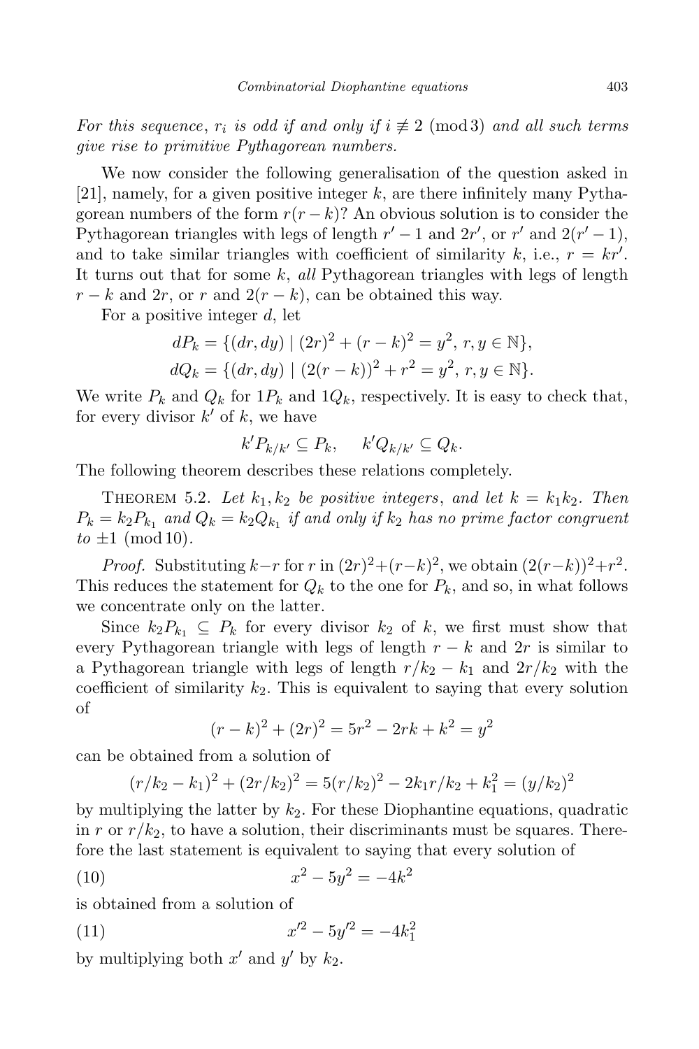*For this sequence*, $r_i$ *is odd if and only if* $i \not\equiv 2 \pmod 3$ *and all such terms give rise to primitive Pythagorean numbers.*

We now consider the following generalisation of the question asked in [21], namely, for a given positive integer $k$, are there infinitely many Pythagorean numbers of the form $r(r-k)$? An obvious solution is to consider the Pythagorean triangles with legs of length $r'-1$ and $2r'$, or $r'$ and $2(r'-1)$, and to take similar triangles with coefficient of similarity $k$, i.e., $r = kr'$. It turns out that for some $k$, *all* Pythagorean triangles with legs of length $r-k$ and $2r$, or $r$ and $2(r-k)$, can be obtained this way.

For a positive integer $d$, let

$$dP_k = \{(dr, dy) \mid (2r)^2 + (r-k)^2 = y^2,\ r, y \in \mathbb{N}\},$$
$$dQ_k = \{(dr, dy) \mid (2(r-k))^2 + r^2 = y^2,\ r, y \in \mathbb{N}\}.$$

We write $P_k$ and $Q_k$ for $1P_k$ and $1Q_k$, respectively. It is easy to check that, for every divisor $k'$ of $k$, we have

$$k'P_{k/k'} \subseteq P_k, \quad k'Q_{k/k'} \subseteq Q_k.$$

The following theorem describes these relations completely.

Theorem 5.2. *Let* $k_1, k_2$ *be positive integers*, *and let* $k = k_1k_2$. *Then* $P_k = k_2P_{k_1}$ *and* $Q_k = k_2Q_{k_1}$ *if and only if* $k_2$ *has no prime factor congruent to* $\pm 1 \pmod{10}$.

*Proof.* Substituting $k-r$ for $r$ in $(2r)^2+(r-k)^2$, we obtain $(2(r-k))^2+r^2$. This reduces the statement for $Q_k$ to the one for $P_k$, and so, in what follows we concentrate only on the latter.

Since $k_2P_{k_1} \subseteq P_k$ for every divisor $k_2$ of $k$, we first must show that every Pythagorean triangle with legs of length $r-k$ and $2r$ is similar to a Pythagorean triangle with legs of length $r/k_2 - k_1$ and $2r/k_2$ with the coefficient of similarity $k_2$. This is equivalent to saying that every solution of

$$(r-k)^2 + (2r)^2 = 5r^2 - 2rk + k^2 = y^2$$

can be obtained from a solution of

$$(r/k_2 - k_1)^2 + (2r/k_2)^2 = 5(r/k_2)^2 - 2k_1r/k_2 + k_1^2 = (y/k_2)^2$$

by multiplying the latter by $k_2$. For these Diophantine equations, quadratic in $r$ or $r/k_2$, to have a solution, their discriminants must be squares. Therefore the last statement is equivalent to saying that every solution of

$$x^2 - 5y^2 = -4k^2 \tag{10}$$

is obtained from a solution of

$$x'^2 - 5y'^2 = -4k_1^2 \tag{11}$$

by multiplying both $x'$ and $y'$ by $k_2$.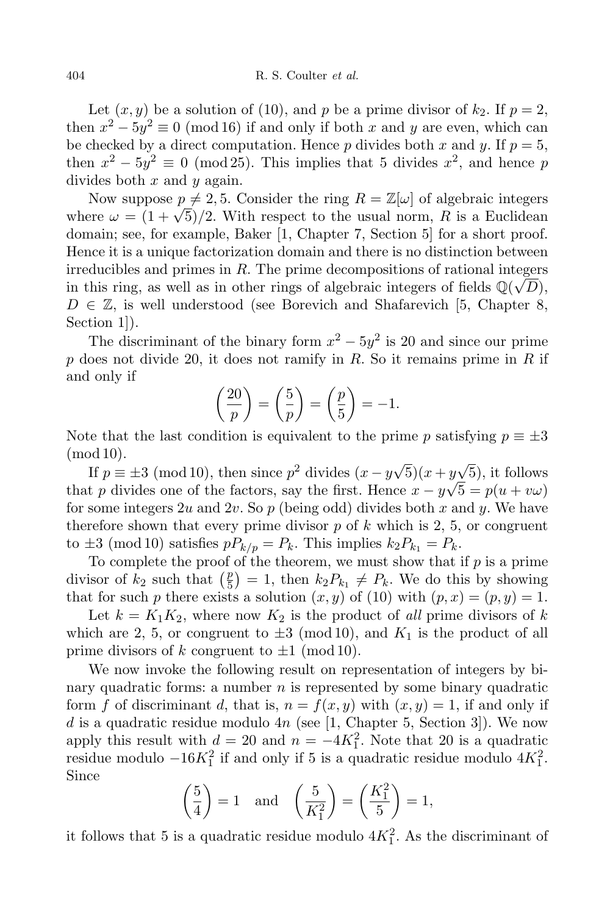Let $(x, y)$ be a solution of (10), and $p$ be a prime divisor of $k_2$. If $p = 2$, then $x^2 - 5y^2 \equiv 0 \pmod{16}$ if and only if both $x$ and $y$ are even, which can be checked by a direct computation. Hence $p$ divides both $x$ and $y$. If $p = 5$, then $x^2 - 5y^2 \equiv 0 \pmod{25}$. This implies that 5 divides $x^2$, and hence $p$ divides both $x$ and $y$ again.

Now suppose $p \neq 2, 5$. Consider the ring $R = \mathbb{Z}[\omega]$ of algebraic integers where $\omega = (1 + \sqrt{5})/2$. With respect to the usual norm, $R$ is a Euclidean domain; see, for example, Baker [1, Chapter 7, Section 5] for a short proof. Hence it is a unique factorization domain and there is no distinction between irreducibles and primes in $R$. The prime decompositions of rational integers in this ring, as well as in other rings of algebraic integers of fields $\mathbb{Q}(\sqrt{D})$, $D \in \mathbb{Z}$, is well understood (see Borevich and Shafarevich [5, Chapter 8, Section 1]).

The discriminant of the binary form $x^2 - 5y^2$ is 20 and since our prime $p$ does not divide 20, it does not ramify in $R$. So it remains prime in $R$ if and only if

$$\left(\frac{20}{p}\right) = \left(\frac{5}{p}\right) = \left(\frac{p}{5}\right) = -1.$$

Note that the last condition is equivalent to the prime $p$ satisfying $p \equiv \pm 3 \pmod{10}$.

If $p \equiv \pm 3 \pmod{10}$, then since $p^2$ divides $(x - y\sqrt{5})(x + y\sqrt{5})$, it follows that $p$ divides one of the factors, say the first. Hence $x - y\sqrt{5} = p(u + v\omega)$ for some integers $2u$ and $2v$. So $p$ (being odd) divides both $x$ and $y$. We have therefore shown that every prime divisor $p$ of $k$ which is 2, 5, or congruent to $\pm 3 \pmod{10}$ satisfies $pP_{k/p} = P_k$. This implies $k_2 P_{k_1} = P_k$.

To complete the proof of the theorem, we must show that if $p$ is a prime divisor of $k_2$ such that $\left(\frac{p}{5}\right) = 1$, then $k_2 P_{k_1} \neq P_k$. We do this by showing that for such $p$ there exists a solution $(x, y)$ of (10) with $(p, x) = (p, y) = 1$.

Let $k = K_1 K_2$, where now $K_2$ is the product of *all* prime divisors of $k$ which are 2, 5, or congruent to $\pm 3 \pmod{10}$, and $K_1$ is the product of all prime divisors of $k$ congruent to $\pm 1 \pmod{10}$.

We now invoke the following result on representation of integers by binary quadratic forms: a number $n$ is represented by some binary quadratic form $f$ of discriminant $d$, that is, $n = f(x, y)$ with $(x, y) = 1$, if and only if $d$ is a quadratic residue modulo $4n$ (see [1, Chapter 5, Section 3]). We now apply this result with $d = 20$ and $n = -4K_1^2$. Note that 20 is a quadratic residue modulo $-16K_1^2$ if and only if 5 is a quadratic residue modulo $4K_1^2$. Since

$$\left(\frac{5}{4}\right) = 1 \quad \text{and} \quad \left(\frac{5}{K_1^2}\right) = \left(\frac{K_1^2}{5}\right) = 1,$$

it follows that 5 is a quadratic residue modulo $4K_1^2$. As the discriminant of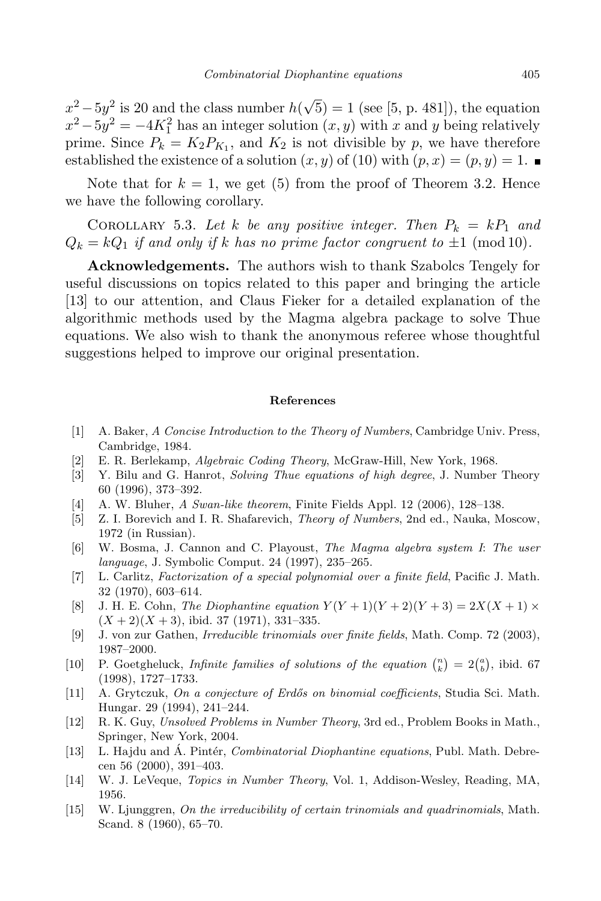$x^2 - 5y^2$ is 20 and the class number $h(\sqrt{5}) = 1$ (see [5, p. 481]), the equation $x^2 - 5y^2 = -4K_1^2$ has an integer solution $(x, y)$ with $x$ and $y$ being relatively prime. Since $P_k = K_2 P_{K_1}$, and $K_2$ is not divisible by $p$, we have therefore established the existence of a solution $(x, y)$ of (10) with $(p, x) = (p, y) = 1$. ∎

Note that for $k = 1$, we get (5) from the proof of Theorem 3.2. Hence we have the following corollary.

COROLLARY 5.3. *Let $k$ be any positive integer. Then $P_k = kP_1$ and $Q_k = kQ_1$ if and only if $k$ has no prime factor congruent to $\pm 1 \pmod{10}$.*

**Acknowledgements.** The authors wish to thank Szabolcs Tengely for useful discussions on topics related to this paper and bringing the article [13] to our attention, and Claus Fieker for a detailed explanation of the algorithmic methods used by the Magma algebra package to solve Thue equations. We also wish to thank the anonymous referee whose thoughtful suggestions helped to improve our original presentation.

## References

[1] A. Baker, *A Concise Introduction to the Theory of Numbers*, Cambridge Univ. Press, Cambridge, 1984.

[2] E. R. Berlekamp, *Algebraic Coding Theory*, McGraw-Hill, New York, 1968.

[3] Y. Bilu and G. Hanrot, *Solving Thue equations of high degree*, J. Number Theory 60 (1996), 373–392.

[4] A. W. Bluher, *A Swan-like theorem*, Finite Fields Appl. 12 (2006), 128–138.

[5] Z. I. Borevich and I. R. Shafarevich, *Theory of Numbers*, 2nd ed., Nauka, Moscow, 1972 (in Russian).

[6] W. Bosma, J. Cannon and C. Playoust, *The Magma algebra system I: The user language*, J. Symbolic Comput. 24 (1997), 235–265.

[7] L. Carlitz, *Factorization of a special polynomial over a finite field*, Pacific J. Math. 32 (1970), 603–614.

[8] J. H. E. Cohn, *The Diophantine equation $Y(Y+1)(Y+2)(Y+3) = 2X(X+1) \times (X+2)(X+3)$*, ibid. 37 (1971), 331–335.

[9] J. von zur Gathen, *Irreducible trinomials over finite fields*, Math. Comp. 72 (2003), 1987–2000.

[10] P. Goetgheluck, *Infinite families of solutions of the equation $\binom{n}{k} = 2\binom{a}{b}$*, ibid. 67 (1998), 1727–1733.

[11] A. Grytczuk, *On a conjecture of Erdős on binomial coefficients*, Studia Sci. Math. Hungar. 29 (1994), 241–244.

[12] R. K. Guy, *Unsolved Problems in Number Theory*, 3rd ed., Problem Books in Math., Springer, New York, 2004.

[13] L. Hajdu and Á. Pintér, *Combinatorial Diophantine equations*, Publ. Math. Debrecen 56 (2000), 391–403.

[14] W. J. LeVeque, *Topics in Number Theory*, Vol. 1, Addison-Wesley, Reading, MA, 1956.

[15] W. Ljunggren, *On the irreducibility of certain trinomials and quadrinomials*, Math. Scand. 8 (1960), 65–70.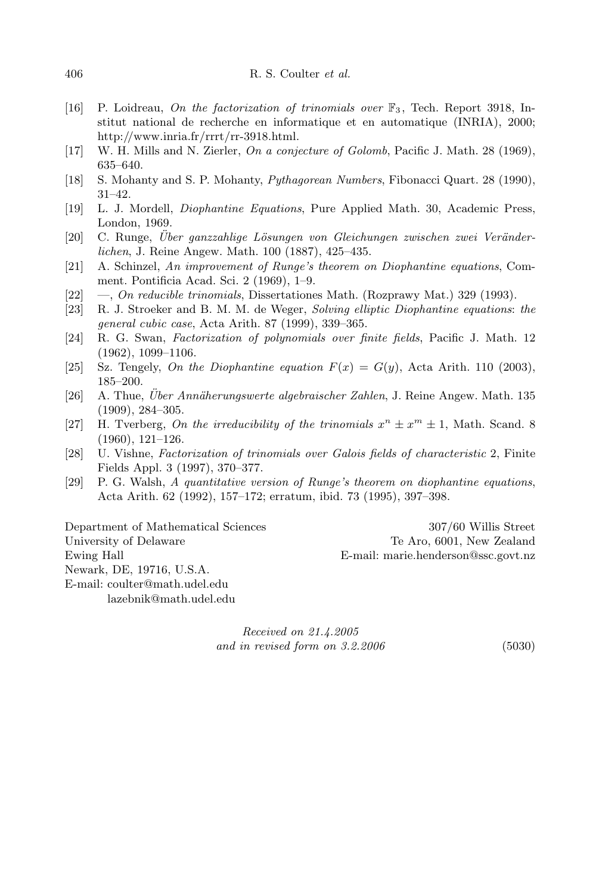[16] P. Loidreau, *On the factorization of trinomials over* $\mathbb{F}_3$, Tech. Report 3918, Institut national de recherche en informatique et en automatique (INRIA), 2000; http://www.inria.fr/rrrt/rr-3918.html.

[17] W. H. Mills and N. Zierler, *On a conjecture of Golomb*, Pacific J. Math. 28 (1969), 635–640.

[18] S. Mohanty and S. P. Mohanty, *Pythagorean Numbers*, Fibonacci Quart. 28 (1990), 31–42.

[19] L. J. Mordell, *Diophantine Equations*, Pure Applied Math. 30, Academic Press, London, 1969.

[20] C. Runge, *Über ganzzahlige Lösungen von Gleichungen zwischen zwei Veränderlichen*, J. Reine Angew. Math. 100 (1887), 425–435.

[21] A. Schinzel, *An improvement of Runge's theorem on Diophantine equations*, Comment. Pontificia Acad. Sci. 2 (1969), 1–9.

[22] —, *On reducible trinomials*, Dissertationes Math. (Rozprawy Mat.) 329 (1993).

[23] R. J. Stroeker and B. M. M. de Weger, *Solving elliptic Diophantine equations*: *the general cubic case*, Acta Arith. 87 (1999), 339–365.

[24] R. G. Swan, *Factorization of polynomials over finite fields*, Pacific J. Math. 12 (1962), 1099–1106.

[25] Sz. Tengely, *On the Diophantine equation* $F(x) = G(y)$, Acta Arith. 110 (2003), 185–200.

[26] A. Thue, *Über Annäherungswerte algebraischer Zahlen*, J. Reine Angew. Math. 135 (1909), 284–305.

[27] H. Tverberg, *On the irreducibility of the trinomials* $x^n \pm x^m \pm 1$, Math. Scand. 8 (1960), 121–126.

[28] U. Vishne, *Factorization of trinomials over Galois fields of characteristic* 2, Finite Fields Appl. 3 (1997), 370–377.

[29] P. G. Walsh, *A quantitative version of Runge's theorem on diophantine equations*, Acta Arith. 62 (1992), 157–172; erratum, ibid. 73 (1995), 397–398.

Department of Mathematical Sciences
University of Delaware
Ewing Hall
Newark, DE, 19716, U.S.A.
E-mail: coulter@math.udel.edu
lazebnik@math.udel.edu

307/60 Willis Street
Te Aro, 6001, New Zealand
E-mail: marie.henderson@ssc.govt.nz

*Received on 21.4.2005*
*and in revised form on 3.2.2006* (5030)